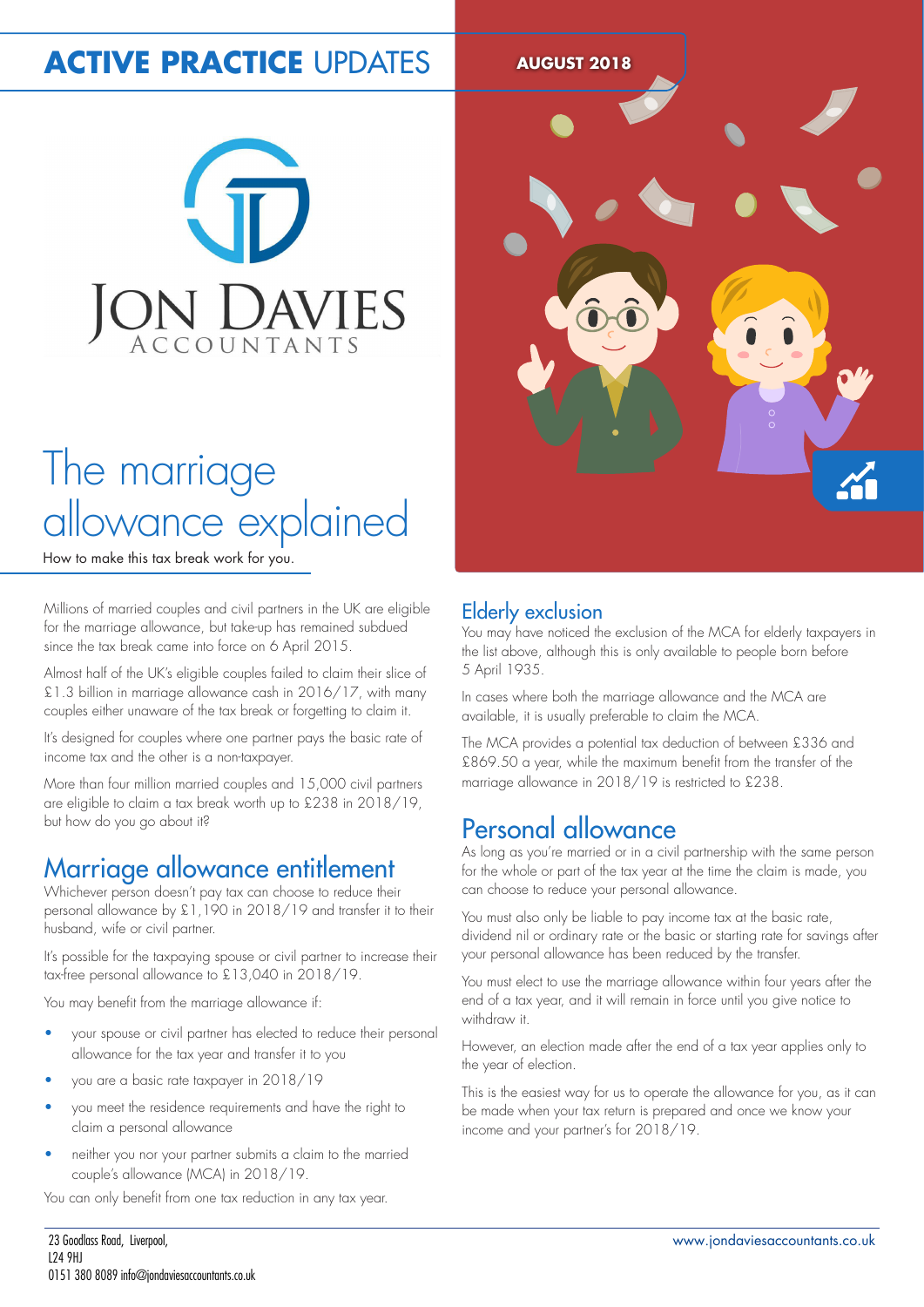ACTIVE PRACTICE UPDATES

AUGUST 2018

JON DAVIES ACCOUNTANTS

# The marriage allowance explained

How to make this tax break work for you.

Millions of married couples and civil partners in the UK are eligible for the marriage allowance, but take-up has remained subdued since the tax break came into force on 6 April 2015.

Almost half of the UK's eligible couples failed to claim their slice of £1.3 billion in marriage allowance cash in 2016/17, with many couples either unaware of the tax break or forgetting to claim it.

It's designed for couples where one partner pays the basic rate of income tax and the other is a non-taxpayer.

More than four million married couples and 15,000 civil partners are eligible to claim a tax break worth up to £238 in 2018/19, but how do you go about it?

## Marriage allowance entitlement

Whichever person doesn't pay tax can choose to reduce their personal allowance by £1,190 in 2018/19 and transfer it to their husband, wife or civil partner.

It's possible for the taxpaying spouse or civil partner to increase their tax-free personal allowance to £13,040 in 2018/19.

You may benefit from the marriage allowance if:

- your spouse or civil partner has elected to reduce their personal allowance for the tax year and transfer it to you
- you are a basic rate taxpayer in 2018/19
- you meet the residence requirements and have the right to claim a personal allowance
- neither you nor your partner submits a claim to the married couple's allowance (MCA) in 2018/19.

You can only benefit from one tax reduction in any tax year.

## Elderly exclusion

You may have noticed the exclusion of the MCA for elderly taxpayers in the list above, although this is only available to people born before 5 April 1935.

In cases where both the marriage allowance and the MCA are available, it is usually preferable to claim the MCA.

The MCA provides a potential tax deduction of between £336 and £869.50 a year, while the maximum benefit from the transfer of the marriage allowance in 2018/19 is restricted to £238.

## Personal allowance

As long as you're married or in a civil partnership with the same person for the whole or part of the tax year at the time the claim is made, you can choose to reduce your personal allowance.

You must also only be liable to pay income tax at the basic rate, dividend nil or ordinary rate or the basic or starting rate for savings after your personal allowance has been reduced by the transfer.

You must elect to use the marriage allowance within four years after the end of a tax year, and it will remain in force until you give notice to withdraw it.

However, an election made after the end of a tax year applies only to the year of election.

This is the easiest way for us to operate the allowance for you, as it can be made when your tax return is prepared and once we know your income and your partner's for 2018/19.

23 Goodlass Road, Liverpool,
L24 9HJ
0151 380 8089 info@jondaviesaccountants.co.uk

www.jondaviesaccountants.co.uk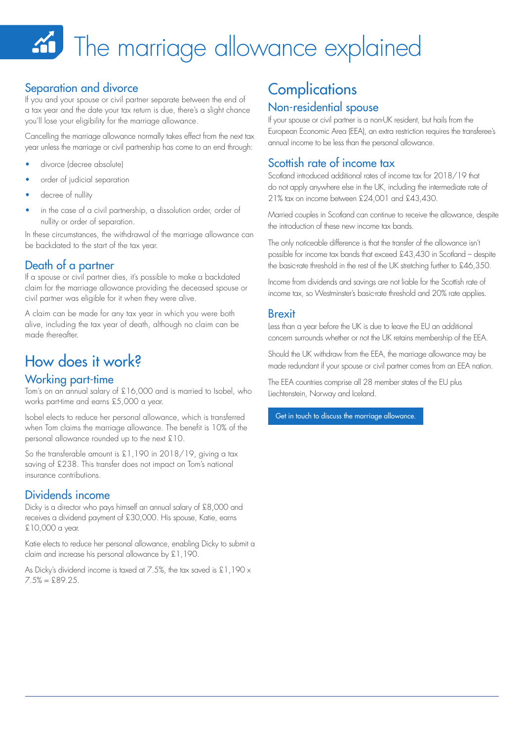# The marriage allowance explained

## Separation and divorce

If you and your spouse or civil partner separate between the end of a tax year and the date your tax return is due, there's a slight chance you'll lose your eligibility for the marriage allowance.

Cancelling the marriage allowance normally takes effect from the next tax year unless the marriage or civil partnership has come to an end through:

- divorce (decree absolute)
- order of judicial separation
- decree of nullity
- in the case of a civil partnership, a dissolution order, order of nullity or order of separation.

In these circumstances, the withdrawal of the marriage allowance can be backdated to the start of the tax year.

## Death of a partner

If a spouse or civil partner dies, it's possible to make a backdated claim for the marriage allowance providing the deceased spouse or civil partner was eligible for it when they were alive.

A claim can be made for any tax year in which you were both alive, including the tax year of death, although no claim can be made thereafter.

# How does it work?

## Working part-time

Tom's on an annual salary of £16,000 and is married to Isobel, who works part-time and earns £5,000 a year.

Isobel elects to reduce her personal allowance, which is transferred when Tom claims the marriage allowance. The benefit is 10% of the personal allowance rounded up to the next £10.

So the transferable amount is £1,190 in 2018/19, giving a tax saving of £238. This transfer does not impact on Tom's national insurance contributions.

## Dividends income

Dicky is a director who pays himself an annual salary of £8,000 and receives a dividend payment of £30,000. His spouse, Katie, earns £10,000 a year.

Katie elects to reduce her personal allowance, enabling Dicky to submit a claim and increase his personal allowance by £1,190.

As Dicky's dividend income is taxed at 7.5%, the tax saved is £1,190 x 7.5% = £89.25.

# Complications

## Non-residential spouse

If your spouse or civil partner is a non-UK resident, but hails from the European Economic Area (EEA), an extra restriction requires the transferee's annual income to be less than the personal allowance.

## Scottish rate of income tax

Scotland introduced additional rates of income tax for 2018/19 that do not apply anywhere else in the UK, including the intermediate rate of 21% tax on income between £24,001 and £43,430.

Married couples in Scotland can continue to receive the allowance, despite the introduction of these new income tax bands.

The only noticeable difference is that the transfer of the allowance isn't possible for income tax bands that exceed £43,430 in Scotland – despite the basic-rate threshold in the rest of the UK stretching further to £46,350.

Income from dividends and savings are not liable for the Scottish rate of income tax, so Westminster's basic-rate threshold and 20% rate applies.

## Brexit

Less than a year before the UK is due to leave the EU an additional concern surrounds whether or not the UK retains membership of the EEA.

Should the UK withdraw from the EEA, the marriage allowance may be made redundant if your spouse or civil partner comes from an EEA nation.

The EEA countries comprise all 28 member states of the EU plus Liechtenstein, Norway and Iceland.

Get in touch to discuss the marriage allowance.